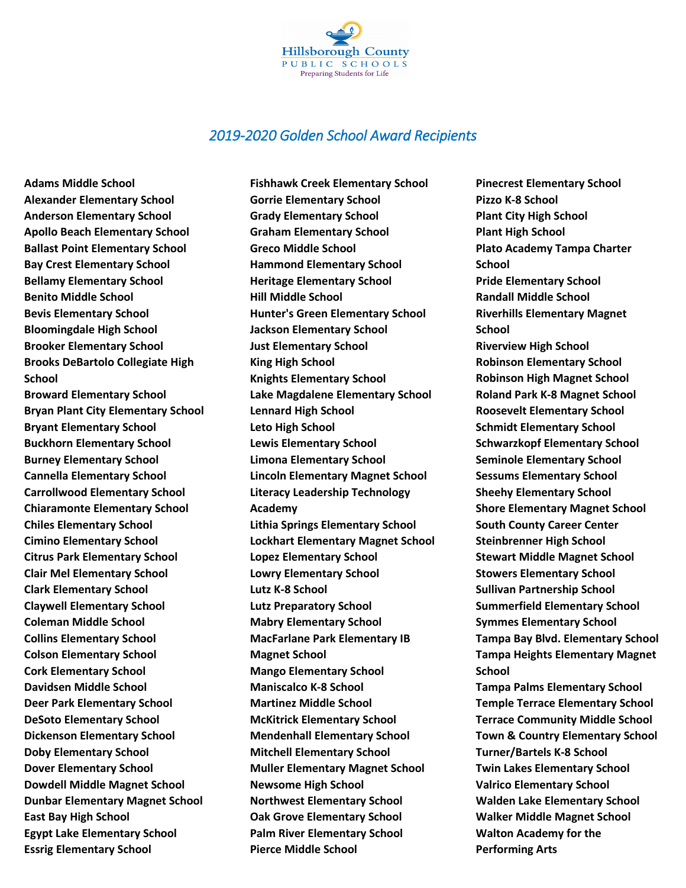Hillsborough County
PUBLIC SCHOOLS
Preparing Students for Life

## *2019-2020 Golden School Award Recipients*

**Adams Middle School**
**Alexander Elementary School**
**Anderson Elementary School**
**Apollo Beach Elementary School**
**Ballast Point Elementary School**
**Bay Crest Elementary School**
**Bellamy Elementary School**
**Benito Middle School**
**Bevis Elementary School**
**Bloomingdale High School**
**Brooker Elementary School**
**Brooks DeBartolo Collegiate High School**
**Broward Elementary School**
**Bryan Plant City Elementary School**
**Bryant Elementary School**
**Buckhorn Elementary School**
**Burney Elementary School**
**Cannella Elementary School**
**Carrollwood Elementary School**
**Chiaramonte Elementary School**
**Chiles Elementary School**
**Cimino Elementary School**
**Citrus Park Elementary School**
**Clair Mel Elementary School**
**Clark Elementary School**
**Claywell Elementary School**
**Coleman Middle School**
**Collins Elementary School**
**Colson Elementary School**
**Cork Elementary School**
**Davidsen Middle School**
**Deer Park Elementary School**
**DeSoto Elementary School**
**Dickenson Elementary School**
**Doby Elementary School**
**Dover Elementary School**
**Dowdell Middle Magnet School**
**Dunbar Elementary Magnet School**
**East Bay High School**
**Egypt Lake Elementary School**
**Essrig Elementary School**
**Fishhawk Creek Elementary School**
**Gorrie Elementary School**
**Grady Elementary School**
**Graham Elementary School**
**Greco Middle School**
**Hammond Elementary School**
**Heritage Elementary School**
**Hill Middle School**
**Hunter's Green Elementary School**
**Jackson Elementary School**
**Just Elementary School**
**King High School**
**Knights Elementary School**
**Lake Magdalene Elementary School**
**Lennard High School**
**Leto High School**
**Lewis Elementary School**
**Limona Elementary School**
**Lincoln Elementary Magnet School**
**Literacy Leadership Technology Academy**
**Lithia Springs Elementary School**
**Lockhart Elementary Magnet School**
**Lopez Elementary School**
**Lowry Elementary School**
**Lutz K-8 School**
**Lutz Preparatory School**
**Mabry Elementary School**
**MacFarlane Park Elementary IB Magnet School**
**Mango Elementary School**
**Maniscalco K-8 School**
**Martinez Middle School**
**McKitrick Elementary School**
**Mendenhall Elementary School**
**Mitchell Elementary School**
**Muller Elementary Magnet School**
**Newsome High School**
**Northwest Elementary School**
**Oak Grove Elementary School**
**Palm River Elementary School**
**Pierce Middle School**
**Pinecrest Elementary School**
**Pizzo K-8 School**
**Plant City High School**
**Plant High School**
**Plato Academy Tampa Charter School**
**Pride Elementary School**
**Randall Middle School**
**Riverhills Elementary Magnet School**
**Riverview High School**
**Robinson Elementary School**
**Robinson High Magnet School**
**Roland Park K-8 Magnet School**
**Roosevelt Elementary School**
**Schmidt Elementary School**
**Schwarzkopf Elementary School**
**Seminole Elementary School**
**Sessums Elementary School**
**Sheehy Elementary School**
**Shore Elementary Magnet School**
**South County Career Center**
**Steinbrenner High School**
**Stewart Middle Magnet School**
**Stowers Elementary School**
**Sullivan Partnership School**
**Summerfield Elementary School**
**Symmes Elementary School**
**Tampa Bay Blvd. Elementary School**
**Tampa Heights Elementary Magnet School**
**Tampa Palms Elementary School**
**Temple Terrace Elementary School**
**Terrace Community Middle School**
**Town & Country Elementary School**
**Turner/Bartels K-8 School**
**Twin Lakes Elementary School**
**Valrico Elementary School**
**Walden Lake Elementary School**
**Walker Middle Magnet School**
**Walton Academy for the Performing Arts**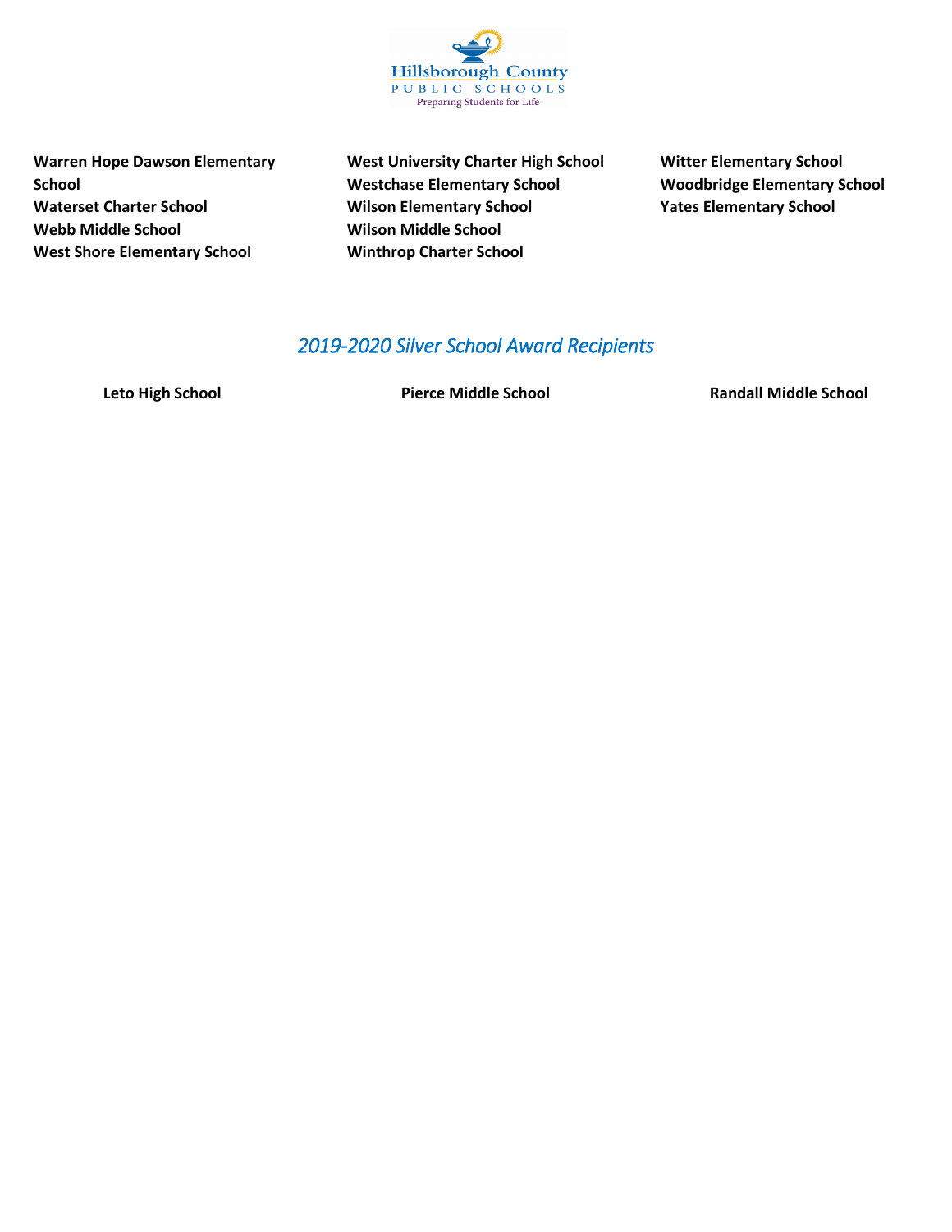**Warren Hope Dawson Elementary School**
**Waterset Charter School**
**Webb Middle School**
**West Shore Elementary School**
**West University Charter High School**
**Westchase Elementary School**
**Wilson Elementary School**
**Wilson Middle School**
**Winthrop Charter School**
**Witter Elementary School**
**Woodbridge Elementary School**
**Yates Elementary School**

## *2019-2020 Silver School Award Recipients*

**Leto High School**
**Pierce Middle School**
**Randall Middle School**